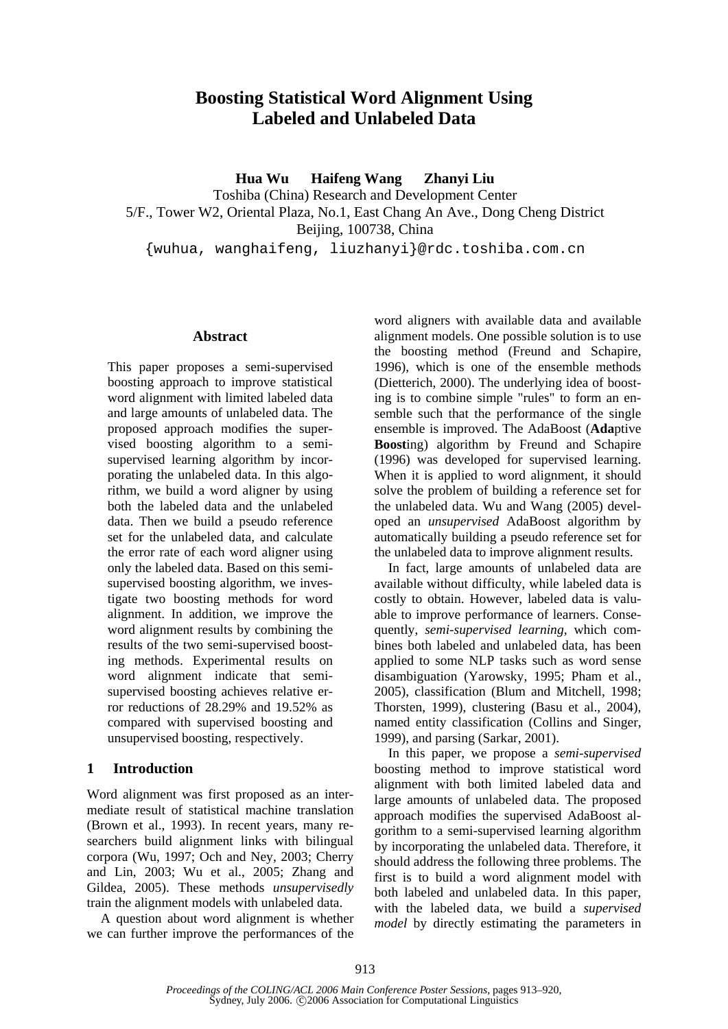# Boosting Statistical Word Alignment Using Labeled and Unlabeled Data

**Hua Wu Haifeng Wang Zhanyi Liu**

Toshiba (China) Research and Development Center
5/F., Tower W2, Oriental Plaza, No.1, East Chang An Ave., Dong Cheng District
Beijing, 100738, China
{wuhua, wanghaifeng, liuzhanyi}@rdc.toshiba.com.cn

## Abstract

This paper proposes a semi-supervised boosting approach to improve statistical word alignment with limited labeled data and large amounts of unlabeled data. The proposed approach modifies the supervised boosting algorithm to a semi-supervised learning algorithm by incorporating the unlabeled data. In this algorithm, we build a word aligner by using both the labeled data and the unlabeled data. Then we build a pseudo reference set for the unlabeled data, and calculate the error rate of each word aligner using only the labeled data. Based on this semi-supervised boosting algorithm, we investigate two boosting methods for word alignment. In addition, we improve the word alignment results by combining the results of the two semi-supervised boosting methods. Experimental results on word alignment indicate that semi-supervised boosting achieves relative error reductions of 28.29% and 19.52% as compared with supervised boosting and unsupervised boosting, respectively.

## 1 Introduction

Word alignment was first proposed as an intermediate result of statistical machine translation (Brown et al., 1993). In recent years, many researchers build alignment links with bilingual corpora (Wu, 1997; Och and Ney, 2003; Cherry and Lin, 2003; Wu et al., 2005; Zhang and Gildea, 2005). These methods *unsupervisedly* train the alignment models with unlabeled data.

A question about word alignment is whether we can further improve the performances of the word aligners with available data and available alignment models. One possible solution is to use the boosting method (Freund and Schapire, 1996), which is one of the ensemble methods (Dietterich, 2000). The underlying idea of boosting is to combine simple "rules" to form an ensemble such that the performance of the single ensemble is improved. The AdaBoost (**Ada**ptive **Boost**ing) algorithm by Freund and Schapire (1996) was developed for supervised learning. When it is applied to word alignment, it should solve the problem of building a reference set for the unlabeled data. Wu and Wang (2005) developed an *unsupervised* AdaBoost algorithm by automatically building a pseudo reference set for the unlabeled data to improve alignment results.

In fact, large amounts of unlabeled data are available without difficulty, while labeled data is costly to obtain. However, labeled data is valuable to improve performance of learners. Consequently, *semi-supervised learning*, which combines both labeled and unlabeled data, has been applied to some NLP tasks such as word sense disambiguation (Yarowsky, 1995; Pham et al., 2005), classification (Blum and Mitchell, 1998; Thorsten, 1999), clustering (Basu et al., 2004), named entity classification (Collins and Singer, 1999), and parsing (Sarkar, 2001).

In this paper, we propose a *semi-supervised* boosting method to improve statistical word alignment with both limited labeled data and large amounts of unlabeled data. The proposed approach modifies the supervised AdaBoost algorithm to a semi-supervised learning algorithm by incorporating the unlabeled data. Therefore, it should address the following three problems. The first is to build a word alignment model with both labeled and unlabeled data. In this paper, with the labeled data, we build a *supervised model* by directly estimating the parameters in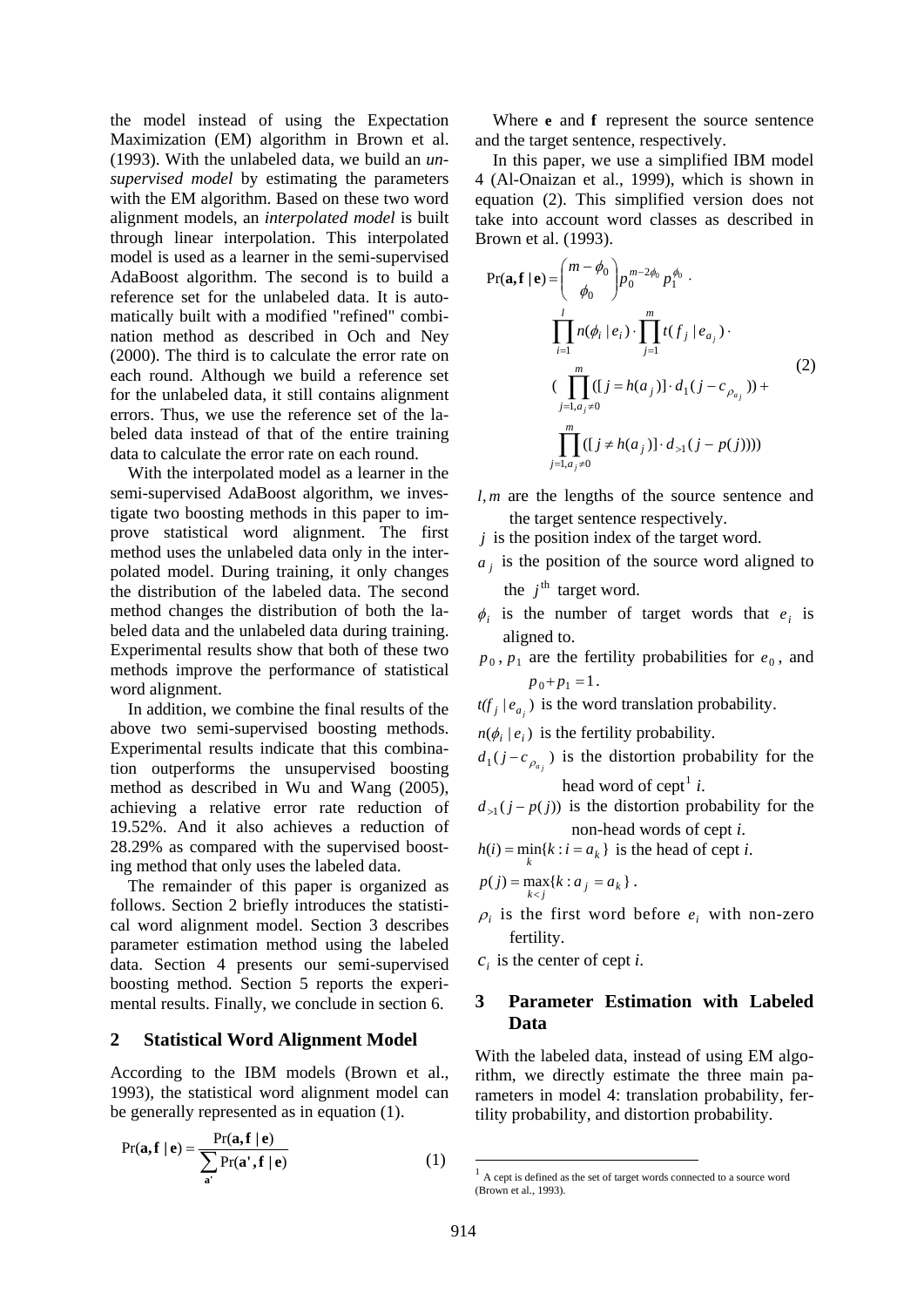the model instead of using the Expectation Maximization (EM) algorithm in Brown et al. (1993). With the unlabeled data, we build an *unsupervised model* by estimating the parameters with the EM algorithm. Based on these two word alignment models, an *interpolated model* is built through linear interpolation. This interpolated model is used as a learner in the semi-supervised AdaBoost algorithm. The second is to build a reference set for the unlabeled data. It is automatically built with a modified "refined" combination method as described in Och and Ney (2000). The third is to calculate the error rate on each round. Although we build a reference set for the unlabeled data, it still contains alignment errors. Thus, we use the reference set of the labeled data instead of that of the entire training data to calculate the error rate on each round.

With the interpolated model as a learner in the semi-supervised AdaBoost algorithm, we investigate two boosting methods in this paper to improve statistical word alignment. The first method uses the unlabeled data only in the interpolated model. During training, it only changes the distribution of the labeled data. The second method changes the distribution of both the labeled data and the unlabeled data during training. Experimental results show that both of these two methods improve the performance of statistical word alignment.

In addition, we combine the final results of the above two semi-supervised boosting methods. Experimental results indicate that this combination outperforms the unsupervised boosting method as described in Wu and Wang (2005), achieving a relative error rate reduction of 19.52%. And it also achieves a reduction of 28.29% as compared with the supervised boosting method that only uses the labeled data.

The remainder of this paper is organized as follows. Section 2 briefly introduces the statistical word alignment model. Section 3 describes parameter estimation method using the labeled data. Section 4 presents our semi-supervised boosting method. Section 5 reports the experimental results. Finally, we conclude in section 6.

## 2 Statistical Word Alignment Model

According to the IBM models (Brown et al., 1993), the statistical word alignment model can be generally represented as in equation (1).

$$\Pr(\mathbf{a}, \mathbf{f} \mid \mathbf{e}) = \frac{\Pr(\mathbf{a}, \mathbf{f} \mid \mathbf{e})}{\sum_{\mathbf{a}'} \Pr(\mathbf{a}', \mathbf{f} \mid \mathbf{e})} \tag{1}$$

Where $\mathbf{e}$ and $\mathbf{f}$ represent the source sentence and the target sentence, respectively.

In this paper, we use a simplified IBM model 4 (Al-Onaizan et al., 1999), which is shown in equation (2). This simplified version does not take into account word classes as described in Brown et al. (1993).

$$\begin{aligned}\Pr(\mathbf{a}, \mathbf{f} \mid \mathbf{e}) = & \binom{m-\phi_0}{\phi_0} p_0^{m-2\phi_0} p_1^{\phi_0} \cdot \\ & \prod_{i=1}^{l} n(\phi_i \mid e_i) \cdot \prod_{j=1}^{m} t(f_j \mid e_{a_j}) \cdot \\ & \Big( \prod_{j=1, a_j \neq 0}^{m} ([j = h(a_j)] \cdot d_1(j - c_{\rho_{a_j}})) + \\ & \prod_{j=1, a_j \neq 0}^{m} ([j \neq h(a_j)] \cdot d_{>1}(j - p(j))) \Big)\end{aligned} \tag{2}$$

$l, m$ are the lengths of the source sentence and the target sentence respectively.

$j$ is the position index of the target word.

$a_j$ is the position of the source word aligned to the $j^{\text{th}}$ target word.

$\phi_i$ is the number of target words that $e_i$ is aligned to.

$p_0$, $p_1$ are the fertility probabilities for $e_0$, and $p_0 + p_1 = 1$.

$t(f_j \mid e_{a_j})$ is the word translation probability.

$n(\phi_i \mid e_i)$ is the fertility probability.

$d_1(j - c_{\rho_{a_j}})$ is the distortion probability for the head word of cept[1] *i*.

$d_{>1}(j - p(j))$ is the distortion probability for the non-head words of cept *i*.

$h(i) = \min_k \{k : i = a_k\}$ is the head of cept *i*.

$p(j) = \max_{k<j} \{k : a_j = a_k\}$.

$\rho_i$ is the first word before $e_i$ with non-zero fertility.

$c_i$ is the center of cept *i*.

## 3 Parameter Estimation with Labeled Data

With the labeled data, instead of using EM algorithm, we directly estimate the three main parameters in model 4: translation probability, fertility probability, and distortion probability.

[1] A cept is defined as the set of target words connected to a source word (Brown et al., 1993).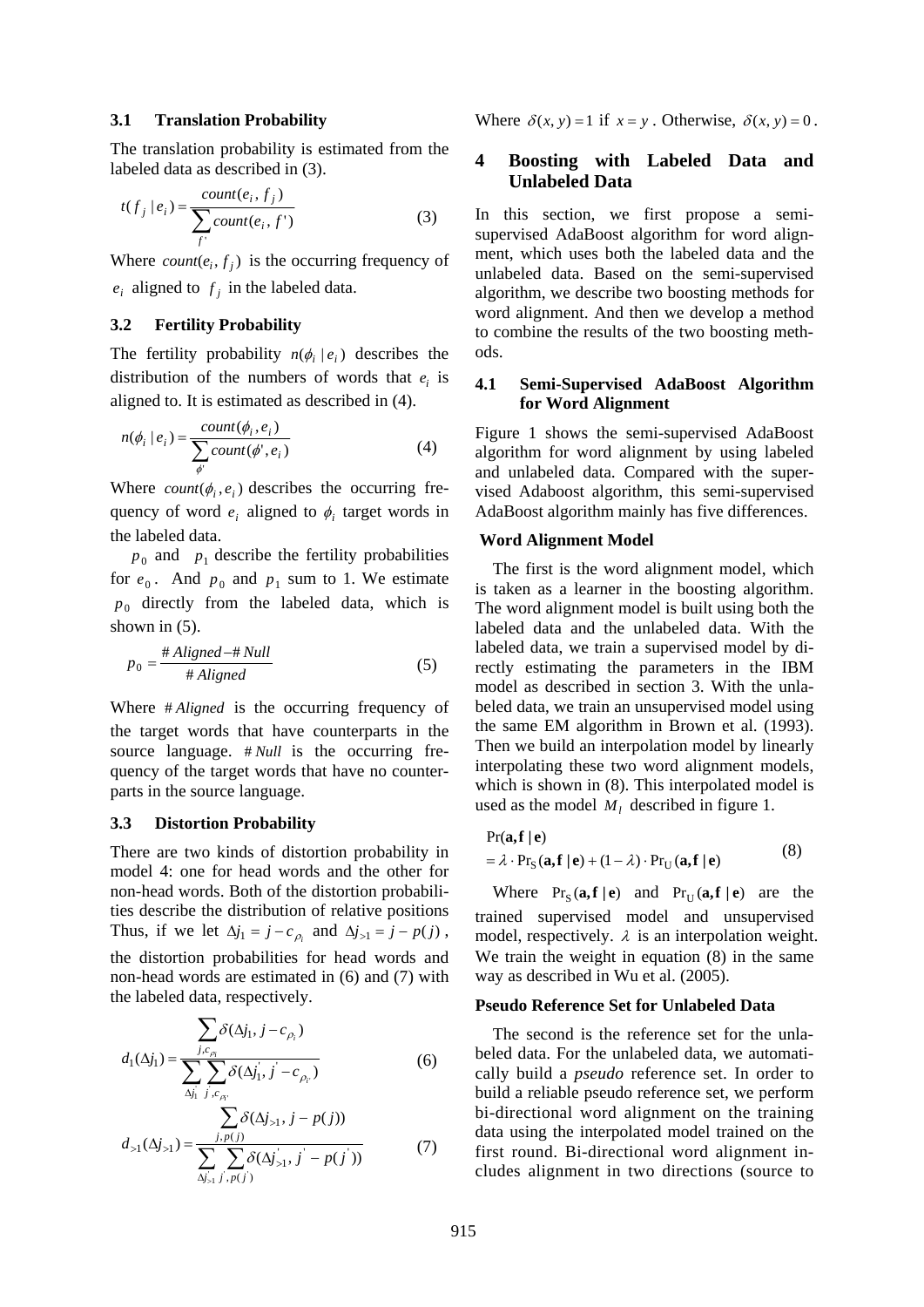### 3.1 Translation Probability

The translation probability is estimated from the labeled data as described in (3).

$$t(f_j \mid e_i) = \frac{count(e_i, f_j)}{\sum_{f'} count(e_i, f')} \tag{3}$$

Where $count(e_i, f_j)$ is the occurring frequency of $e_i$ aligned to $f_j$ in the labeled data.

### 3.2 Fertility Probability

The fertility probability $n(\phi_i \mid e_i)$ describes the distribution of the numbers of words that $e_i$ is aligned to. It is estimated as described in (4).

$$n(\phi_i \mid e_i) = \frac{count(\phi_i, e_i)}{\sum_{\phi'} count(\phi', e_i)} \tag{4}$$

Where $count(\phi_i, e_i)$ describes the occurring frequency of word $e_i$ aligned to $\phi_i$ target words in the labeled data.

$p_0$ and $p_1$ describe the fertility probabilities for $e_0$. And $p_0$ and $p_1$ sum to 1. We estimate $p_0$ directly from the labeled data, which is shown in (5).

$$p_0 = \frac{\#Aligned - \#Null}{\#Aligned} \tag{5}$$

Where $\#Aligned$ is the occurring frequency of the target words that have counterparts in the source language. $\#Null$ is the occurring frequency of the target words that have no counterparts in the source language.

### 3.3 Distortion Probability

There are two kinds of distortion probability in model 4: one for head words and the other for non-head words. Both of the distortion probabilities describe the distribution of relative positions Thus, if we let $\Delta j_1 = j - c_{\rho_i}$ and $\Delta j_{>1} = j - p(j)$, the distortion probabilities for head words and non-head words are estimated in (6) and (7) with the labeled data, respectively.

$$d_1(\Delta j_1) = \frac{\sum_{j, c_{\rho_i}} \delta(\Delta j_1, j - c_{\rho_i})}{\sum_{\Delta j_1'} \sum_{j', c_{\rho_{i'}}} \delta(\Delta j_1', j' - c_{\rho_{i'}})} \tag{6}$$

$$d_{>1}(\Delta j_{>1}) = \frac{\sum_{j, p(j)} \delta(\Delta j_{>1}, j - p(j))}{\sum_{\Delta j_{>1}'} \sum_{j', p(j')} \delta(\Delta j_{>1}', j' - p(j'))} \tag{7}$$

Where $\delta(x, y) = 1$ if $x = y$. Otherwise, $\delta(x, y) = 0$.

## 4 Boosting with Labeled Data and Unlabeled Data

In this section, we first propose a semi-supervised AdaBoost algorithm for word alignment, which uses both the labeled data and the unlabeled data. Based on the semi-supervised algorithm, we describe two boosting methods for word alignment. And then we develop a method to combine the results of the two boosting methods.

### 4.1 Semi-Supervised AdaBoost Algorithm for Word Alignment

Figure 1 shows the semi-supervised AdaBoost algorithm for word alignment by using labeled and unlabeled data. Compared with the supervised Adaboost algorithm, this semi-supervised AdaBoost algorithm mainly has five differences.

**Word Alignment Model**

The first is the word alignment model, which is taken as a learner in the boosting algorithm. The word alignment model is built using both the labeled data and the unlabeled data. With the labeled data, we train a supervised model by directly estimating the parameters in the IBM model as described in section 3. With the unlabeled data, we train an unsupervised model using the same EM algorithm in Brown et al. (1993). Then we build an interpolation model by linearly interpolating these two word alignment models, which is shown in (8). This interpolated model is used as the model $M_l$ described in figure 1.

$$\begin{aligned} &\Pr(\mathbf{a}, \mathbf{f} \mid \mathbf{e}) \\ &= \lambda \cdot \Pr_S(\mathbf{a}, \mathbf{f} \mid \mathbf{e}) + (1 - \lambda) \cdot \Pr_U(\mathbf{a}, \mathbf{f} \mid \mathbf{e}) \end{aligned} \tag{8}$$

Where $\Pr_S(\mathbf{a}, \mathbf{f} \mid \mathbf{e})$ and $\Pr_U(\mathbf{a}, \mathbf{f} \mid \mathbf{e})$ are the trained supervised model and unsupervised model, respectively. $\lambda$ is an interpolation weight. We train the weight in equation (8) in the same way as described in Wu et al. (2005).

**Pseudo Reference Set for Unlabeled Data**

The second is the reference set for the unlabeled data. For the unlabeled data, we automatically build a *pseudo* reference set. In order to build a reliable pseudo reference set, we perform bi-directional word alignment on the training data using the interpolated model trained on the first round. Bi-directional word alignment includes alignment in two directions (source to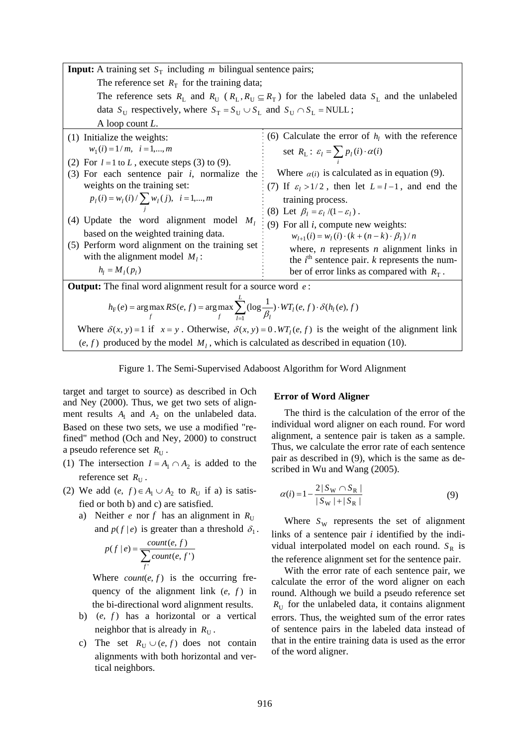**Input:** A training set $S_T$ including $m$ bilingual sentence pairs;

The reference set $R_T$ for the training data;

The reference sets $R_L$ and $R_U$ ($R_L, R_U \subseteq R_T$) for the labeled data $S_L$ and the unlabeled data $S_U$ respectively, where $S_T = S_U \cup S_L$ and $S_U \cap S_L = \text{NULL}$;

A loop count $L$.

(1) Initialize the weights:
$$w_1(i) = 1/m, \quad i = 1,...,m$$

(2) For $l = 1$ to $L$, execute steps (3) to (9).

(3) For each sentence pair $i$, normalize the weights on the training set:
$$p_l(i) = w_l(i) / \sum_j w_l(j), \quad i = 1,...,m$$

(4) Update the word alignment model $M_l$ based on the weighted training data.

(5) Perform word alignment on the training set with the alignment model $M_l$:
$$h_l = M_l(p_l)$$

(6) Calculate the error of $h_l$ with the reference set $R_L$: $\varepsilon_l = \sum_i p_l(i) \cdot \alpha(i)$

Where $\alpha(i)$ is calculated as in equation (9).

(7) If $\varepsilon_l > 1/2$, then let $L = l - 1$, and end the training process.

(8) Let $\beta_l = \varepsilon_l / (1 - \varepsilon_l)$.

(9) For all $i$, compute new weights:
$$w_{l+1}(i) = w_l(i) \cdot (k + (n-k) \cdot \beta_l) / n$$
where, $n$ represents $n$ alignment links in the $i^{\text{th}}$ sentence pair. $k$ represents the number of error links as compared with $R_T$.

**Output:** The final word alignment result for a source word $e$:

$$h_F(e) = \arg\max_f RS(e,f) = \arg\max_f \sum_{l=1}^{L} (\log \frac{1}{\beta_l}) \cdot WT_l(e,f) \cdot \delta(h_l(e), f)$$

Where $\delta(x,y) = 1$ if $x = y$. Otherwise, $\delta(x,y) = 0$. $WT_l(e,f)$ is the weight of the alignment link $(e,f)$ produced by the model $M_l$, which is calculated as described in equation (10).

Figure 1. The Semi-Supervised Adaboost Algorithm for Word Alignment

target and target to source) as described in Och and Ney (2000). Thus, we get two sets of alignment results $A_1$ and $A_2$ on the unlabeled data. Based on these two sets, we use a modified "refined" method (Och and Ney, 2000) to construct a pseudo reference set $R_U$.

(1) The intersection $I = A_1 \cap A_2$ is added to the reference set $R_U$.

(2) We add $(e, f) \in A_1 \cup A_2$ to $R_U$ if a) is satisfied or both b) and c) are satisfied.

   a) Neither $e$ nor $f$ has an alignment in $R_U$ and $p(f \mid e)$ is greater than a threshold $\delta_1$.
   $$p(f \mid e) = \frac{count(e,f)}{\sum_{f'} count(e,f')}$$
   Where $count(e,f)$ is the occurring frequency of the alignment link $(e,f)$ in the bi-directional word alignment results.

   b) $(e,f)$ has a horizontal or a vertical neighbor that is already in $R_U$.

   c) The set $R_U \cup (e,f)$ does not contain alignments with both horizontal and vertical neighbors.

### Error of Word Aligner

The third is the calculation of the error of the individual word aligner on each round. For word alignment, a sentence pair is taken as a sample. Thus, we calculate the error rate of each sentence pair as described in (9), which is the same as described in Wu and Wang (2005).

$$\alpha(i) = 1 - \frac{2|S_W \cap S_R|}{|S_W| + |S_R|} \tag{9}$$

Where $S_W$ represents the set of alignment links of a sentence pair $i$ identified by the individual interpolated model on each round. $S_R$ is the reference alignment set for the sentence pair.

With the error rate of each sentence pair, we calculate the error of the word aligner on each round. Although we build a pseudo reference set $R_U$ for the unlabeled data, it contains alignment errors. Thus, the weighted sum of the error rates of sentence pairs in the labeled data instead of that in the entire training data is used as the error of the word aligner.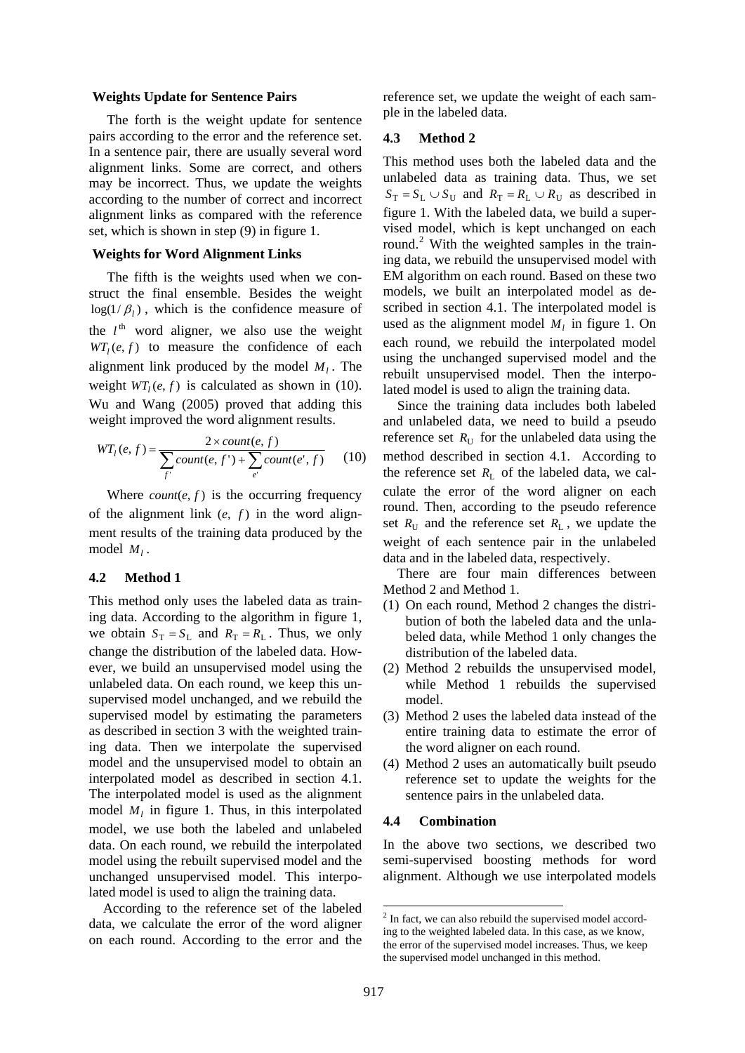**Weights Update for Sentence Pairs**

The forth is the weight update for sentence pairs according to the error and the reference set. In a sentence pair, there are usually several word alignment links. Some are correct, and others may be incorrect. Thus, we update the weights according to the number of correct and incorrect alignment links as compared with the reference set, which is shown in step (9) in figure 1.

**Weights for Word Alignment Links**

The fifth is the weights used when we construct the final ensemble. Besides the weight $\log(1/\beta_l)$, which is the confidence measure of the $l^{\text{th}}$ word aligner, we also use the weight $WT_l(e, f)$ to measure the confidence of each alignment link produced by the model $M_l$. The weight $WT_l(e, f)$ is calculated as shown in (10). Wu and Wang (2005) proved that adding this weight improved the word alignment results.

$$WT_l(e,f) = \frac{2 \times count(e,f)}{\sum_{f'} count(e,f') + \sum_{e'} count(e',f)} \quad (10)$$

Where $count(e, f)$ is the occurring frequency of the alignment link $(e, f)$ in the word alignment results of the training data produced by the model $M_l$.

## 4.2 Method 1

This method only uses the labeled data as training data. According to the algorithm in figure 1, we obtain $S_{\text{T}} = S_{\text{L}}$ and $R_{\text{T}} = R_{\text{L}}$. Thus, we only change the distribution of the labeled data. However, we build an unsupervised model using the unlabeled data. On each round, we keep this unsupervised model unchanged, and we rebuild the supervised model by estimating the parameters as described in section 3 with the weighted training data. Then we interpolate the supervised model and the unsupervised model to obtain an interpolated model as described in section 4.1. The interpolated model is used as the alignment model $M_l$ in figure 1. Thus, in this interpolated model, we use both the labeled and unlabeled data. On each round, we rebuild the interpolated model using the rebuilt supervised model and the unchanged unsupervised model. This interpolated model is used to align the training data.

According to the reference set of the labeled data, we calculate the error of the word aligner on each round. According to the error and the reference set, we update the weight of each sample in the labeled data.

## 4.3 Method 2

This method uses both the labeled data and the unlabeled data as training data. Thus, we set $S_{\text{T}} = S_{\text{L}} \cup S_{\text{U}}$ and $R_{\text{T}} = R_{\text{L}} \cup R_{\text{U}}$ as described in figure 1. With the labeled data, we build a supervised model, which is kept unchanged on each round.[2] With the weighted samples in the training data, we rebuild the unsupervised model with EM algorithm on each round. Based on these two models, we built an interpolated model as described in section 4.1. The interpolated model is used as the alignment model $M_l$ in figure 1. On each round, we rebuild the interpolated model using the unchanged supervised model and the rebuilt unsupervised model. Then the interpolated model is used to align the training data.

Since the training data includes both labeled and unlabeled data, we need to build a pseudo reference set $R_{\text{U}}$ for the unlabeled data using the method described in section 4.1. According to the reference set $R_{\text{L}}$ of the labeled data, we calculate the error of the word aligner on each round. Then, according to the pseudo reference set $R_{\text{U}}$ and the reference set $R_{\text{L}}$, we update the weight of each sentence pair in the unlabeled data and in the labeled data, respectively.

There are four main differences between Method 2 and Method 1.

(1) On each round, Method 2 changes the distribution of both the labeled data and the unlabeled data, while Method 1 only changes the distribution of the labeled data.
(2) Method 2 rebuilds the unsupervised model, while Method 1 rebuilds the supervised model.
(3) Method 2 uses the labeled data instead of the entire training data to estimate the error of the word aligner on each round.
(4) Method 2 uses an automatically built pseudo reference set to update the weights for the sentence pairs in the unlabeled data.

## 4.4 Combination

In the above two sections, we described two semi-supervised boosting methods for word alignment. Although we use interpolated models

[2] In fact, we can also rebuild the supervised model according to the weighted labeled data. In this case, as we know, the error of the supervised model increases. Thus, we keep the supervised model unchanged in this method.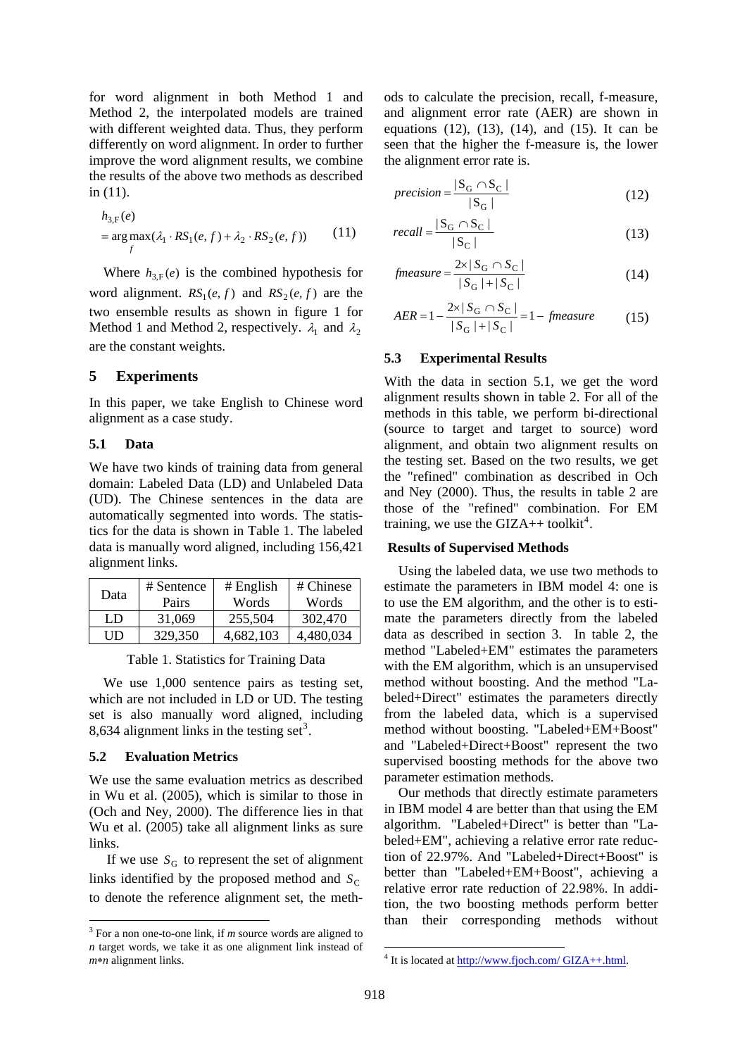for word alignment in both Method 1 and Method 2, the interpolated models are trained with different weighted data. Thus, they perform differently on word alignment. In order to further improve the word alignment results, we combine the results of the above two methods as described in (11).

$$h_{3,\mathrm{F}}(e) = \arg\max_{f}(\lambda_1 \cdot RS_1(e,f) + \lambda_2 \cdot RS_2(e,f)) \quad (11)$$

Where $h_{3,\mathrm{F}}(e)$ is the combined hypothesis for word alignment. $RS_1(e,f)$ and $RS_2(e,f)$ are the two ensemble results as shown in figure 1 for Method 1 and Method 2, respectively. $\lambda_1$ and $\lambda_2$ are the constant weights.

## 5 Experiments

In this paper, we take English to Chinese word alignment as a case study.

### 5.1 Data

We have two kinds of training data from general domain: Labeled Data (LD) and Unlabeled Data (UD). The Chinese sentences in the data are automatically segmented into words. The statistics for the data is shown in Table 1. The labeled data is manually word aligned, including 156,421 alignment links.

| Data | # Sentence Pairs | # English Words | # Chinese Words |
|---|---|---|---|
| LD | 31,069 | 255,504 | 302,470 |
| UD | 329,350 | 4,682,103 | 4,480,034 |

Table 1. Statistics for Training Data

We use 1,000 sentence pairs as testing set, which are not included in LD or UD. The testing set is also manually word aligned, including 8,634 alignment links in the testing set[3].

### 5.2 Evaluation Metrics

We use the same evaluation metrics as described in Wu et al. (2005), which is similar to those in (Och and Ney, 2000). The difference lies in that Wu et al. (2005) take all alignment links as sure links.

If we use $S_{\mathrm{G}}$ to represent the set of alignment links identified by the proposed method and $S_{\mathrm{C}}$ to denote the reference alignment set, the methods to calculate the precision, recall, f-measure, and alignment error rate (AER) are shown in equations (12), (13), (14), and (15). It can be seen that the higher the f-measure is, the lower the alignment error rate is.

$$precision = \frac{|S_{\mathrm{G}} \cap S_{\mathrm{C}}|}{|S_{\mathrm{G}}|} \quad (12)$$

$$recall = \frac{|S_{\mathrm{G}} \cap S_{\mathrm{C}}|}{|S_{\mathrm{C}}|} \quad (13)$$

$$fmeasure = \frac{2 \times |S_{\mathrm{G}} \cap S_{\mathrm{C}}|}{|S_{\mathrm{G}}| + |S_{\mathrm{C}}|} \quad (14)$$

$$AER = 1 - \frac{2 \times |S_{\mathrm{G}} \cap S_{\mathrm{C}}|}{|S_{\mathrm{G}}| + |S_{\mathrm{C}}|} = 1 - fmeasure \quad (15)$$

### 5.3 Experimental Results

With the data in section 5.1, we get the word alignment results shown in table 2. For all of the methods in this table, we perform bi-directional (source to target and target to source) word alignment, and obtain two alignment results on the testing set. Based on the two results, we get the "refined" combination as described in Och and Ney (2000). Thus, the results in table 2 are those of the "refined" combination. For EM training, we use the GIZA++ toolkit[4].

**Results of Supervised Methods**

Using the labeled data, we use two methods to estimate the parameters in IBM model 4: one is to use the EM algorithm, and the other is to estimate the parameters directly from the labeled data as described in section 3. In table 2, the method "Labeled+EM" estimates the parameters with the EM algorithm, which is an unsupervised method without boosting. And the method "Labeled+Direct" estimates the parameters directly from the labeled data, which is a supervised method without boosting. "Labeled+EM+Boost" and "Labeled+Direct+Boost" represent the two supervised boosting methods for the above two parameter estimation methods.

Our methods that directly estimate parameters in IBM model 4 are better than that using the EM algorithm. "Labeled+Direct" is better than "Labeled+EM", achieving a relative error rate reduction of 22.97%. And "Labeled+Direct+Boost" is better than "Labeled+EM+Boost", achieving a relative error rate reduction of 22.98%. In addition, the two boosting methods perform better than their corresponding methods without

[3] For a non one-to-one link, if *m* source words are aligned to *n* target words, we take it as one alignment link instead of *m*∗*n* alignment links.

[4] It is located at http://www.fjoch.com/ GIZA++.html.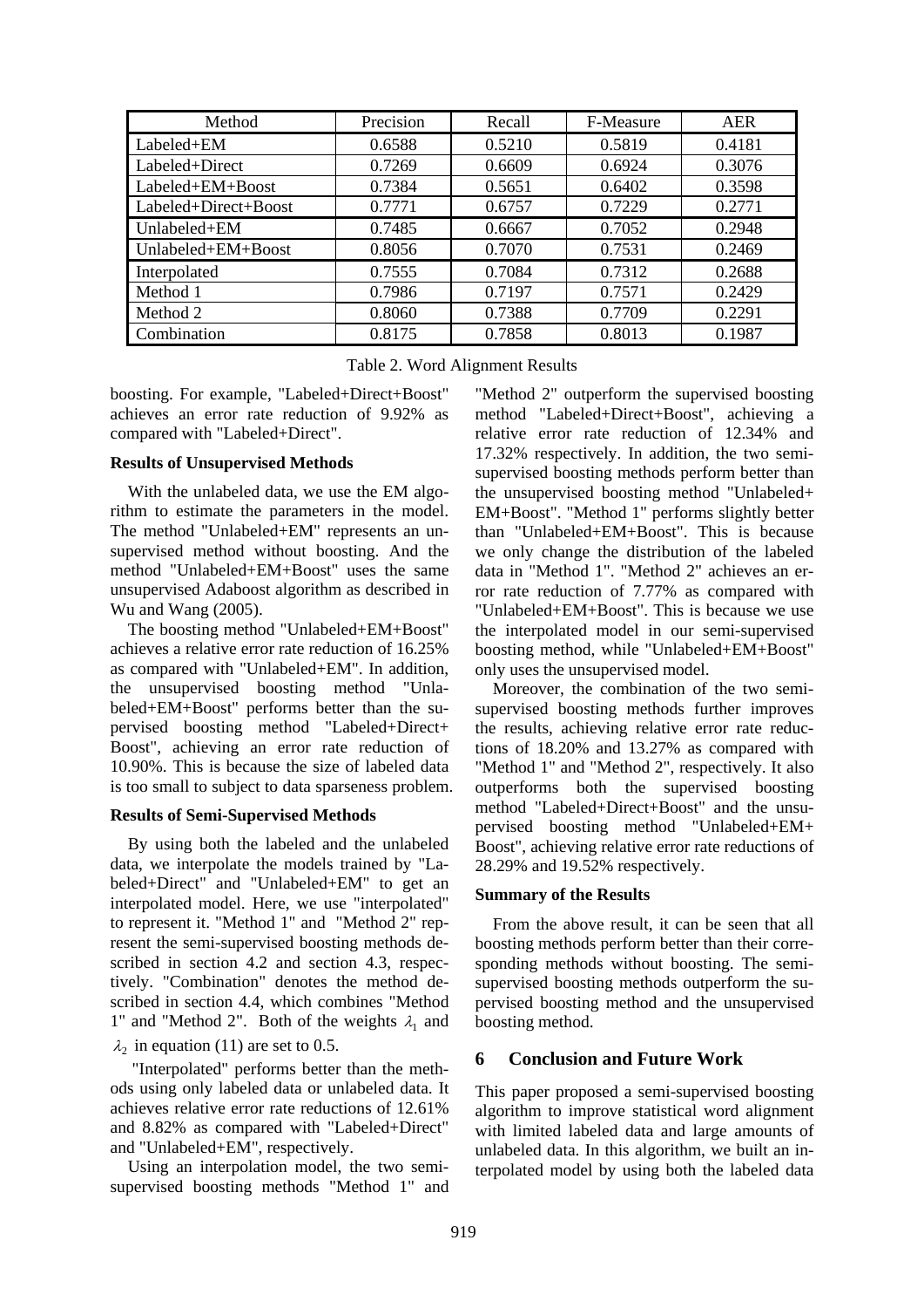| Method | Precision | Recall | F-Measure | AER |
|---|---|---|---|---|
| Labeled+EM | 0.6588 | 0.5210 | 0.5819 | 0.4181 |
| Labeled+Direct | 0.7269 | 0.6609 | 0.6924 | 0.3076 |
| Labeled+EM+Boost | 0.7384 | 0.5651 | 0.6402 | 0.3598 |
| Labeled+Direct+Boost | 0.7771 | 0.6757 | 0.7229 | 0.2771 |
| Unlabeled+EM | 0.7485 | 0.6667 | 0.7052 | 0.2948 |
| Unlabeled+EM+Boost | 0.8056 | 0.7070 | 0.7531 | 0.2469 |
| Interpolated | 0.7555 | 0.7084 | 0.7312 | 0.2688 |
| Method 1 | 0.7986 | 0.7197 | 0.7571 | 0.2429 |
| Method 2 | 0.8060 | 0.7388 | 0.7709 | 0.2291 |
| Combination | 0.8175 | 0.7858 | 0.8013 | 0.1987 |

Table 2. Word Alignment Results

boosting. For example, "Labeled+Direct+Boost" achieves an error rate reduction of 9.92% as compared with "Labeled+Direct".

**Results of Unsupervised Methods**

With the unlabeled data, we use the EM algorithm to estimate the parameters in the model. The method "Unlabeled+EM" represents an unsupervised method without boosting. And the method "Unlabeled+EM+Boost" uses the same unsupervised Adaboost algorithm as described in Wu and Wang (2005).

The boosting method "Unlabeled+EM+Boost" achieves a relative error rate reduction of 16.25% as compared with "Unlabeled+EM". In addition, the unsupervised boosting method "Unlabeled+EM+Boost" performs better than the supervised boosting method "Labeled+Direct+Boost", achieving an error rate reduction of 10.90%. This is because the size of labeled data is too small to subject to data sparseness problem.

**Results of Semi-Supervised Methods**

By using both the labeled and the unlabeled data, we interpolate the models trained by "Labeled+Direct" and "Unlabeled+EM" to get an interpolated model. Here, we use "interpolated" to represent it. "Method 1" and "Method 2" represent the semi-supervised boosting methods described in section 4.2 and section 4.3, respectively. "Combination" denotes the method described in section 4.4, which combines "Method 1" and "Method 2". Both of the weights $\lambda_1$ and $\lambda_2$ in equation (11) are set to 0.5.

"Interpolated" performs better than the methods using only labeled data or unlabeled data. It achieves relative error rate reductions of 12.61% and 8.82% as compared with "Labeled+Direct" and "Unlabeled+EM", respectively.

Using an interpolation model, the two semi-supervised boosting methods "Method 1" and "Method 2" outperform the supervised boosting method "Labeled+Direct+Boost", achieving a relative error rate reduction of 12.34% and 17.32% respectively. In addition, the two semi-supervised boosting methods perform better than the unsupervised boosting method "Unlabeled+EM+Boost". "Method 1" performs slightly better than "Unlabeled+EM+Boost". This is because we only change the distribution of the labeled data in "Method 1". "Method 2" achieves an error rate reduction of 7.77% as compared with "Unlabeled+EM+Boost". This is because we use the interpolated model in our semi-supervised boosting method, while "Unlabeled+EM+Boost" only uses the unsupervised model.

Moreover, the combination of the two semi-supervised boosting methods further improves the results, achieving relative error rate reductions of 18.20% and 13.27% as compared with "Method 1" and "Method 2", respectively. It also outperforms both the supervised boosting method "Labeled+Direct+Boost" and the unsupervised boosting method "Unlabeled+EM+Boost", achieving relative error rate reductions of 28.29% and 19.52% respectively.

**Summary of the Results**

From the above result, it can be seen that all boosting methods perform better than their corresponding methods without boosting. The semi-supervised boosting methods outperform the supervised boosting method and the unsupervised boosting method.

## 6 Conclusion and Future Work

This paper proposed a semi-supervised boosting algorithm to improve statistical word alignment with limited labeled data and large amounts of unlabeled data. In this algorithm, we built an interpolated model by using both the labeled data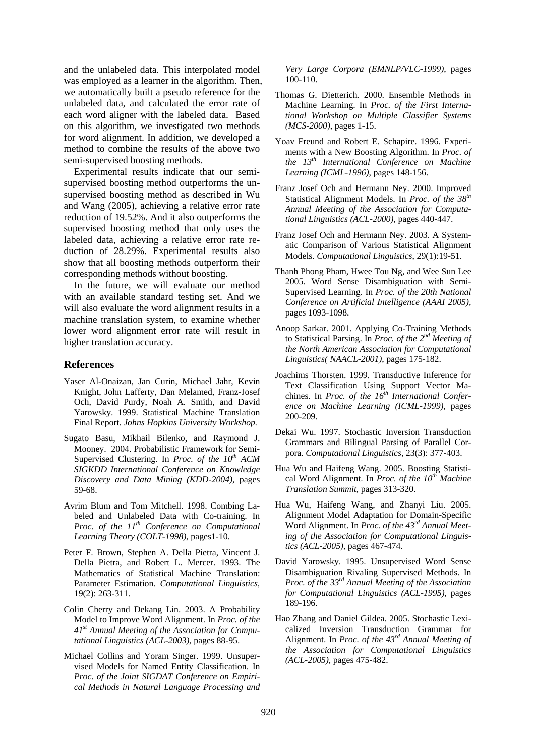and the unlabeled data. This interpolated model was employed as a learner in the algorithm. Then, we automatically built a pseudo reference for the unlabeled data, and calculated the error rate of each word aligner with the labeled data. Based on this algorithm, we investigated two methods for word alignment. In addition, we developed a method to combine the results of the above two semi-supervised boosting methods.

Experimental results indicate that our semi-supervised boosting method outperforms the unsupervised boosting method as described in Wu and Wang (2005), achieving a relative error rate reduction of 19.52%. And it also outperforms the supervised boosting method that only uses the labeled data, achieving a relative error rate reduction of 28.29%. Experimental results also show that all boosting methods outperform their corresponding methods without boosting.

In the future, we will evaluate our method with an available standard testing set. And we will also evaluate the word alignment results in a machine translation system, to examine whether lower word alignment error rate will result in higher translation accuracy.

## References

Yaser Al-Onaizan, Jan Curin, Michael Jahr, Kevin Knight, John Lafferty, Dan Melamed, Franz-Josef Och, David Purdy, Noah A. Smith, and David Yarowsky. 1999. Statistical Machine Translation Final Report. *Johns Hopkins University Workshop.*

Sugato Basu, Mikhail Bilenko, and Raymond J. Mooney. 2004. Probabilistic Framework for Semi-Supervised Clustering. In *Proc. of the 10th ACM SIGKDD International Conference on Knowledge Discovery and Data Mining (KDD-2004)*, pages 59-68.

Avrim Blum and Tom Mitchell. 1998. Combing Labeled and Unlabeled Data with Co-training. In *Proc. of the 11th Conference on Computational Learning Theory (COLT-1998)*, pages1-10.

Peter F. Brown, Stephen A. Della Pietra, Vincent J. Della Pietra, and Robert L. Mercer. 1993. The Mathematics of Statistical Machine Translation: Parameter Estimation. *Computational Linguistics*, 19(2): 263-311.

Colin Cherry and Dekang Lin. 2003. A Probability Model to Improve Word Alignment. In *Proc. of the 41st Annual Meeting of the Association for Computational Linguistics (ACL-2003)*, pages 88-95.

Michael Collins and Yoram Singer. 1999. Unsupervised Models for Named Entity Classification. In *Proc. of the Joint SIGDAT Conference on Empirical Methods in Natural Language Processing and Very Large Corpora (EMNLP/VLC-1999)*, pages 100-110.

Thomas G. Dietterich. 2000. Ensemble Methods in Machine Learning. In *Proc. of the First International Workshop on Multiple Classifier Systems (MCS-2000)*, pages 1-15.

Yoav Freund and Robert E. Schapire. 1996. Experiments with a New Boosting Algorithm. In *Proc. of the 13th International Conference on Machine Learning (ICML-1996)*, pages 148-156.

Franz Josef Och and Hermann Ney. 2000. Improved Statistical Alignment Models. In *Proc. of the 38th Annual Meeting of the Association for Computational Linguistics (ACL-2000)*, pages 440-447.

Franz Josef Och and Hermann Ney. 2003. A Systematic Comparison of Various Statistical Alignment Models. *Computational Linguistics*, 29(1):19-51.

Thanh Phong Pham, Hwee Tou Ng, and Wee Sun Lee 2005. Word Sense Disambiguation with Semi-Supervised Learning. In *Proc. of the 20th National Conference on Artificial Intelligence (AAAI 2005)*, pages 1093-1098.

Anoop Sarkar. 2001. Applying Co-Training Methods to Statistical Parsing. In *Proc. of the 2nd Meeting of the North American Association for Computational Linguistics( NAACL-2001)*, pages 175-182.

Joachims Thorsten. 1999. Transductive Inference for Text Classification Using Support Vector Machines. In *Proc. of the 16th International Conference on Machine Learning (ICML-1999)*, pages 200-209.

Dekai Wu. 1997. Stochastic Inversion Transduction Grammars and Bilingual Parsing of Parallel Corpora. *Computational Linguistics*, 23(3): 377-403.

Hua Wu and Haifeng Wang. 2005. Boosting Statistical Word Alignment. In *Proc. of the 10th Machine Translation Summit*, pages 313-320.

Hua Wu, Haifeng Wang, and Zhanyi Liu. 2005. Alignment Model Adaptation for Domain-Specific Word Alignment. In *Proc. of the 43rd Annual Meeting of the Association for Computational Linguistics (ACL-2005)*, pages 467-474.

David Yarowsky. 1995. Unsupervised Word Sense Disambiguation Rivaling Supervised Methods. In *Proc. of the 33rd Annual Meeting of the Association for Computational Linguistics (ACL-1995)*, pages 189-196.

Hao Zhang and Daniel Gildea. 2005. Stochastic Lexicalized Inversion Transduction Grammar for Alignment. In *Proc. of the 43rd Annual Meeting of the Association for Computational Linguistics (ACL-2005)*, pages 475-482.